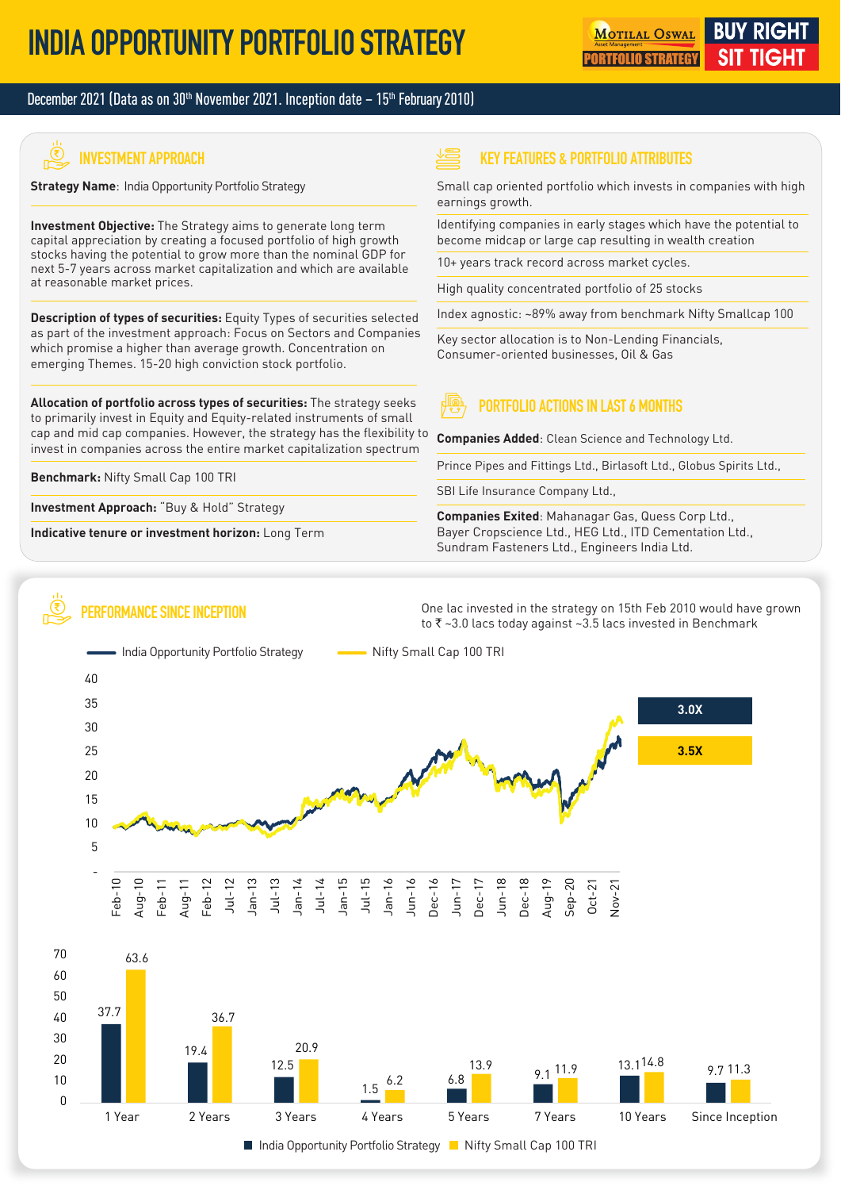# INDIA OPPORTUNITY PORTFOLIO STRATEGY

MOTILAL OSWAL Asset Management PORTFOLIO STRATEGY — BUY RIGHT SIT TIGHT

December 2021 (Data as on 30th November 2021. Inception date – 15th February 2010)

## INVESTMENT APPROACH

**Strategy Name**: India Opportunity Portfolio Strategy

**Investment Objective:** The Strategy aims to generate long term capital appreciation by creating a focused portfolio of high growth stocks having the potential to grow more than the nominal GDP for next 5-7 years across market capitalization and which are available at reasonable market prices.

**Description of types of securities:** Equity Types of securities selected as part of the investment approach: Focus on Sectors and Companies which promise a higher than average growth. Concentration on emerging Themes. 15-20 high conviction stock portfolio.

**Allocation of portfolio across types of securities:** The strategy seeks to primarily invest in Equity and Equity-related instruments of small cap and mid cap companies. However, the strategy has the flexibility to invest in companies across the entire market capitalization spectrum

**Benchmark:** Nifty Small Cap 100 TRI

**Investment Approach:** "Buy & Hold" Strategy

**Indicative tenure or investment horizon:** Long Term

## KEY FEATURES & PORTFOLIO ATTRIBUTES

- Small cap oriented portfolio which invests in companies with high earnings growth.
- Identifying companies in early stages which have the potential to become midcap or large cap resulting in wealth creation
- 10+ years track record across market cycles.
- High quality concentrated portfolio of 25 stocks
- Index agnostic: ~89% away from benchmark Nifty Smallcap 100
- Key sector allocation is to Non-Lending Financials, Consumer-oriented businesses, Oil & Gas

## PORTFOLIO ACTIONS IN LAST 6 MONTHS

**Companies Added**: Clean Science and Technology Ltd.

Prince Pipes and Fittings Ltd., Birlasoft Ltd., Globus Spirits Ltd.,

SBI Life Insurance Company Ltd.,

**Companies Exited**: Mahanagar Gas, Quess Corp Ltd., Bayer Cropscience Ltd., HEG Ltd., ITD Cementation Ltd., Sundram Fasteners Ltd., Engineers India Ltd.

## PERFORMANCE SINCE INCEPTION

One lac invested in the strategy on 15th Feb 2010 would have grown to ₹ ~3.0 lacs today against ~3.5 lacs invested in Benchmark

India Opportunity Portfolio Strategy: 3.0X | Nifty Small Cap 100 TRI: 3.5X

| Period | India Opportunity Portfolio Strategy | Nifty Small Cap 100 TRI |
|---|---|---|
| 1 Year | 37.7 | 63.6 |
| 2 Years | 19.4 | 36.7 |
| 3 Years | 12.5 | 20.9 |
| 4 Years | 1.5 | 6.2 |
| 5 Years | 6.8 | 13.9 |
| 7 Years | 9.1 | 11.9 |
| 10 Years | 13.1 | 14.8 |
| Since Inception | 9.7 | 11.3 |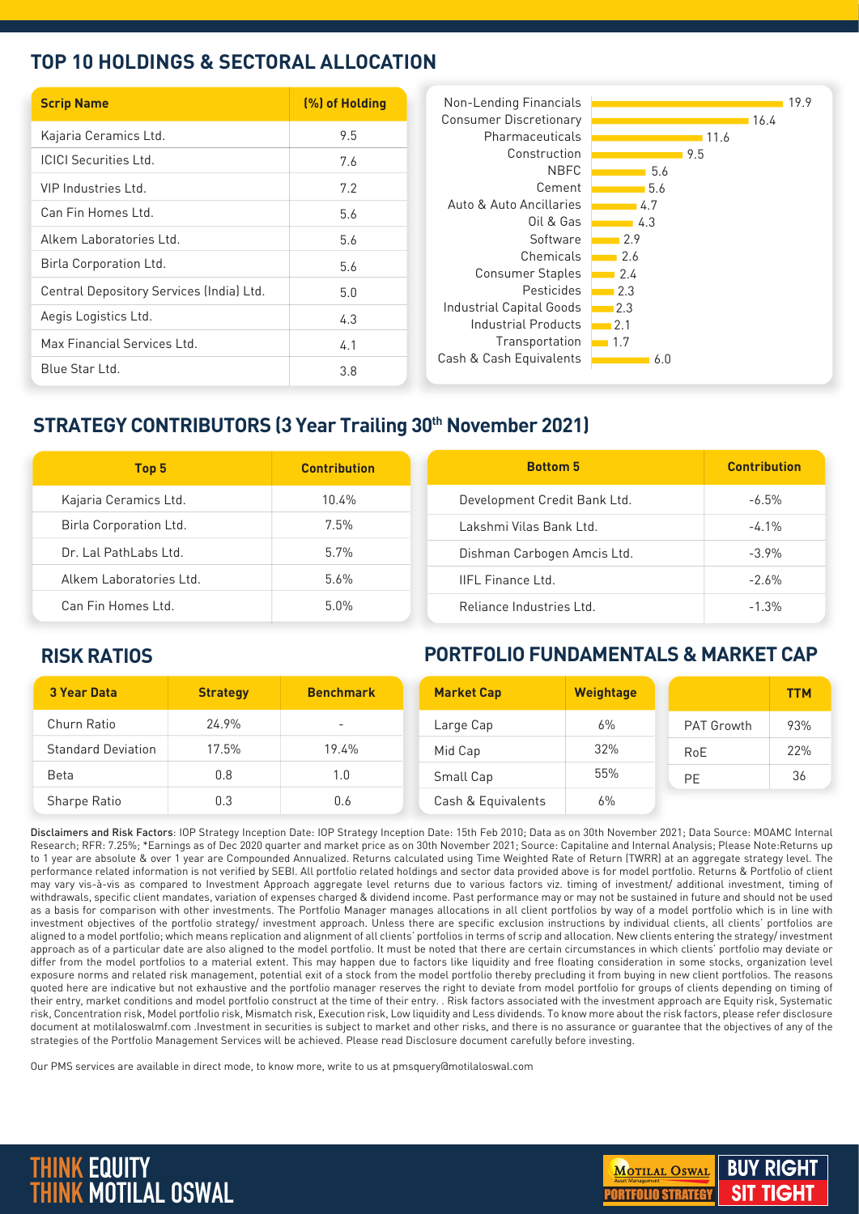## TOP 10 HOLDINGS & SECTORAL ALLOCATION

| Scrip Name | (%) of Holding |
|---|---|
| Kajaria Ceramics Ltd. | 9.5 |
| ICICI Securities Ltd. | 7.6 |
| VIP Industries Ltd. | 7.2 |
| Can Fin Homes Ltd. | 5.6 |
| Alkem Laboratories Ltd. | 5.6 |
| Birla Corporation Ltd. | 5.6 |
| Central Depository Services (India) Ltd. | 5.0 |
| Aegis Logistics Ltd. | 4.3 |
| Max Financial Services Ltd. | 4.1 |
| Blue Star Ltd. | 3.8 |

Non-Lending Financials 19.9
Consumer Discretionary 16.4
Pharmaceuticals 11.6
Construction 9.5
NBFC 5.6
Cement 5.6
Auto & Auto Ancillaries 4.7
Oil & Gas 4.3
Software 2.9
Chemicals 2.6
Consumer Staples 2.4
Pesticides 2.3
Industrial Capital Goods 2.3
Industrial Products 2.1
Transportation 1.7
Cash & Cash Equivalents 6.0

## STRATEGY CONTRIBUTORS (3 Year Trailing 30th November 2021)

| Top 5 | Contribution |
|---|---|
| Kajaria Ceramics Ltd. | 10.4% |
| Birla Corporation Ltd. | 7.5% |
| Dr. Lal PathLabs Ltd. | 5.7% |
| Alkem Laboratories Ltd. | 5.6% |
| Can Fin Homes Ltd. | 5.0% |

| Bottom 5 | Contribution |
|---|---|
| Development Credit Bank Ltd. | -6.5% |
| Lakshmi Vilas Bank Ltd. | -4.1% |
| Dishman Carbogen Amcis Ltd. | -3.9% |
| IIFL Finance Ltd. | -2.6% |
| Reliance Industries Ltd. | -1.3% |

## RISK RATIOS

| 3 Year Data | Strategy | Benchmark |
|---|---|---|
| Churn Ratio | 24.9% | - |
| Standard Deviation | 17.5% | 19.4% |
| Beta | 0.8 | 1.0 |
| Sharpe Ratio | 0.3 | 0.6 |

## PORTFOLIO FUNDAMENTALS & MARKET CAP

| Market Cap | Weightage |
|---|---|
| Large Cap | 6% |
| Mid Cap | 32% |
| Small Cap | 55% |
| Cash & Equivalents | 6% |

| | TTM |
|---|---|
| PAT Growth | 93% |
| RoE | 22% |
| PE | 36 |

**Disclaimers and Risk Factors**: IOP Strategy Inception Date: IOP Strategy Inception Date: 15th Feb 2010; Data as on 30th November 2021; Data Source: MOAMC Internal Research; RFR: 7.25%; *Earnings as of Dec 2020 quarter and market price as on 30th November 2021; Source: Capitaline and Internal Analysis; Please Note:Returns up to 1 year are absolute & over 1 year are Compounded Annualized. Returns calculated using Time Weighted Rate of Return (TWRR) at an aggregate strategy level. The performance related information is not verified by SEBI. All portfolio related holdings and sector data provided above is for model portfolio. Returns & Portfolio of client may vary vis-à-vis as compared to Investment Approach aggregate level returns due to various factors viz. timing of investment/ additional investment, timing of withdrawals, specific client mandates, variation of expenses charged & dividend income. Past performance may or may not be sustained in future and should not be used as a basis for comparison with other investments. The Portfolio Manager manages allocations in all client portfolios by way of a model portfolio which is in line with investment objectives of the portfolio strategy/ investment approach. Unless there are specific exclusion instructions by individual clients, all clients' portfolios are aligned to a model portfolio; which means replication and alignment of all clients' portfolios in terms of scrip and allocation. New clients entering the strategy/ investment approach as of a particular date are also aligned to the model portfolio. It must be noted that there are certain circumstances in which clients' portfolio may deviate or differ from the model portfolios to a material extent. This may happen due to factors like liquidity and free floating consideration in some stocks, organization level exposure norms and related risk management, potential exit of a stock from the model portfolio thereby precluding it from buying in new client portfolios. The reasons quoted here are indicative but not exhaustive and the portfolio manager reserves the right to deviate from model portfolio for groups of clients depending on timing of their entry, market conditions and model portfolio construct at the time of their entry. . Risk factors associated with the investment approach are Equity risk, Systematic risk, Concentration risk, Model portfolio risk, Mismatch risk, Execution risk, Low liquidity and Less dividends. To know more about the risk factors, please refer disclosure document at motilaloswalmf.com .Investment in securities is subject to market and other risks, and there is no assurance or guarantee that the objectives of any of the strategies of the Portfolio Management Services will be achieved. Please read Disclosure document carefully before investing.

Our PMS services are available in direct mode, to know more, write to us at pmsquery@motilaloswal.com

THINK EQUITY
THINK MOTILAL OSWAL

MOTILAL OSWAL Asset Management PORTFOLIO STRATEGY | BUY RIGHT SIT TIGHT